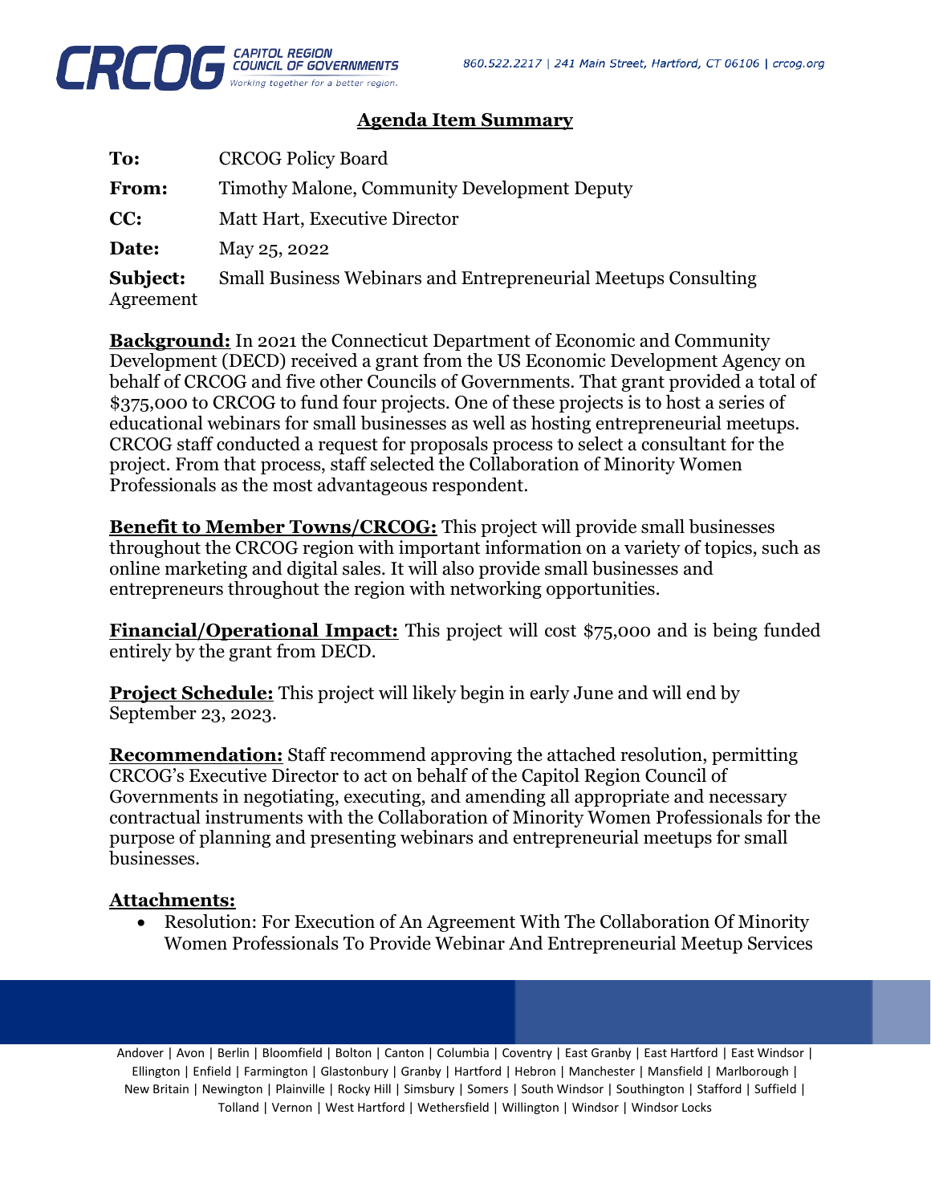CRCOG CAPITOL REGION COUNCIL OF GOVERNMENTS
*Working together for a better region.*

860.522.2217 | 241 Main Street, Hartford, CT 06106 | crcog.org

## Agenda Item Summary

**To:** CRCOG Policy Board

**From:** Timothy Malone, Community Development Deputy

**CC:** Matt Hart, Executive Director

**Date:** May 25, 2022

**Subject:** Small Business Webinars and Entrepreneurial Meetups Consulting Agreement

**Background:** In 2021 the Connecticut Department of Economic and Community Development (DECD) received a grant from the US Economic Development Agency on behalf of CRCOG and five other Councils of Governments. That grant provided a total of $375,000 to CRCOG to fund four projects. One of these projects is to host a series of educational webinars for small businesses as well as hosting entrepreneurial meetups. CRCOG staff conducted a request for proposals process to select a consultant for the project. From that process, staff selected the Collaboration of Minority Women Professionals as the most advantageous respondent.

**Benefit to Member Towns/CRCOG:** This project will provide small businesses throughout the CRCOG region with important information on a variety of topics, such as online marketing and digital sales. It will also provide small businesses and entrepreneurs throughout the region with networking opportunities.

**Financial/Operational Impact:** This project will cost $75,000 and is being funded entirely by the grant from DECD.

**Project Schedule:** This project will likely begin in early June and will end by September 23, 2023.

**Recommendation:** Staff recommend approving the attached resolution, permitting CRCOG's Executive Director to act on behalf of the Capitol Region Council of Governments in negotiating, executing, and amending all appropriate and necessary contractual instruments with the Collaboration of Minority Women Professionals for the purpose of planning and presenting webinars and entrepreneurial meetups for small businesses.

**Attachments:**

- Resolution: For Execution of An Agreement With The Collaboration Of Minority Women Professionals To Provide Webinar And Entrepreneurial Meetup Services

Andover | Avon | Berlin | Bloomfield | Bolton | Canton | Columbia | Coventry | East Granby | East Hartford | East Windsor | Ellington | Enfield | Farmington | Glastonbury | Granby | Hartford | Hebron | Manchester | Mansfield | Marlborough | New Britain | Newington | Plainville | Rocky Hill | Simsbury | Somers | South Windsor | Southington | Stafford | Suffield | Tolland | Vernon | West Hartford | Wethersfield | Willington | Windsor | Windsor Locks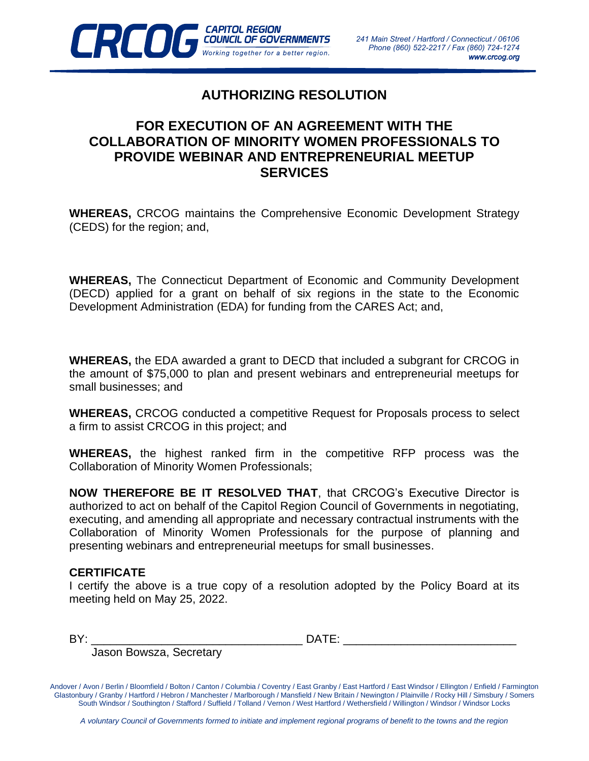# AUTHORIZING RESOLUTION

## FOR EXECUTION OF AN AGREEMENT WITH THE COLLABORATION OF MINORITY WOMEN PROFESSIONALS TO PROVIDE WEBINAR AND ENTREPRENEURIAL MEETUP SERVICES

**WHEREAS,** CRCOG maintains the Comprehensive Economic Development Strategy (CEDS) for the region; and,

**WHEREAS,** The Connecticut Department of Economic and Community Development (DECD) applied for a grant on behalf of six regions in the state to the Economic Development Administration (EDA) for funding from the CARES Act; and,

**WHEREAS,** the EDA awarded a grant to DECD that included a subgrant for CRCOG in the amount of $75,000 to plan and present webinars and entrepreneurial meetups for small businesses; and

**WHEREAS,** CRCOG conducted a competitive Request for Proposals process to select a firm to assist CRCOG in this project; and

**WHEREAS,** the highest ranked firm in the competitive RFP process was the Collaboration of Minority Women Professionals;

**NOW THEREFORE BE IT RESOLVED THAT**, that CRCOG's Executive Director is authorized to act on behalf of the Capitol Region Council of Governments in negotiating, executing, and amending all appropriate and necessary contractual instruments with the Collaboration of Minority Women Professionals for the purpose of planning and presenting webinars and entrepreneurial meetups for small businesses.

**CERTIFICATE**

I certify the above is a true copy of a resolution adopted by the Policy Board at its meeting held on May 25, 2022.

BY: _________________________________ DATE: __________________________

Jason Bowsza, Secretary

Andover / Avon / Berlin / Bloomfield / Bolton / Canton / Columbia / Coventry / East Granby / East Hartford / East Windsor / Ellington / Enfield / Farmington Glastonbury / Granby / Hartford / Hebron / Manchester / Marlborough / Mansfield / New Britain / Newington / Plainville / Rocky Hill / Simsbury / Somers South Windsor / Southington / Stafford / Suffield / Tolland / Vernon / West Hartford / Wethersfield / Willington / Windsor / Windsor Locks

*A voluntary Council of Governments formed to initiate and implement regional programs of benefit to the towns and the region*